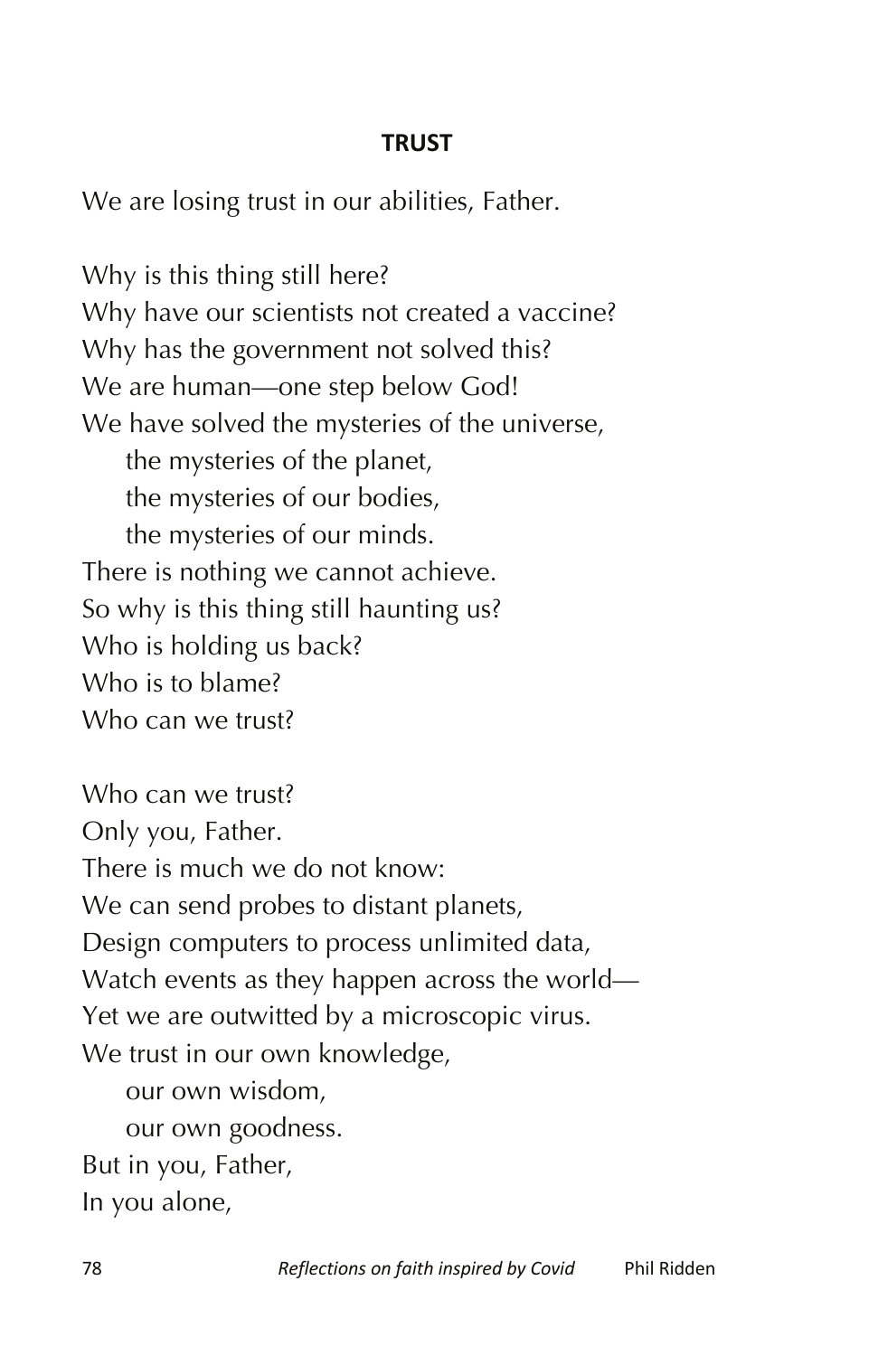**TRUST**

We are losing trust in our abilities, Father.

Why is this thing still here?
Why have our scientists not created a vaccine?
Why has the government not solved this?
We are human—one step below God!
We have solved the mysteries of the universe,
    the mysteries of the planet,
    the mysteries of our bodies,
    the mysteries of our minds.
There is nothing we cannot achieve.
So why is this thing still haunting us?
Who is holding us back?
Who is to blame?
Who can we trust?

Who can we trust?
Only you, Father.
There is much we do not know:
We can send probes to distant planets,
Design computers to process unlimited data,
Watch events as they happen across the world—
Yet we are outwitted by a microscopic virus.
We trust in our own knowledge,
    our own wisdom,
    our own goodness.
But in you, Father,
In you alone,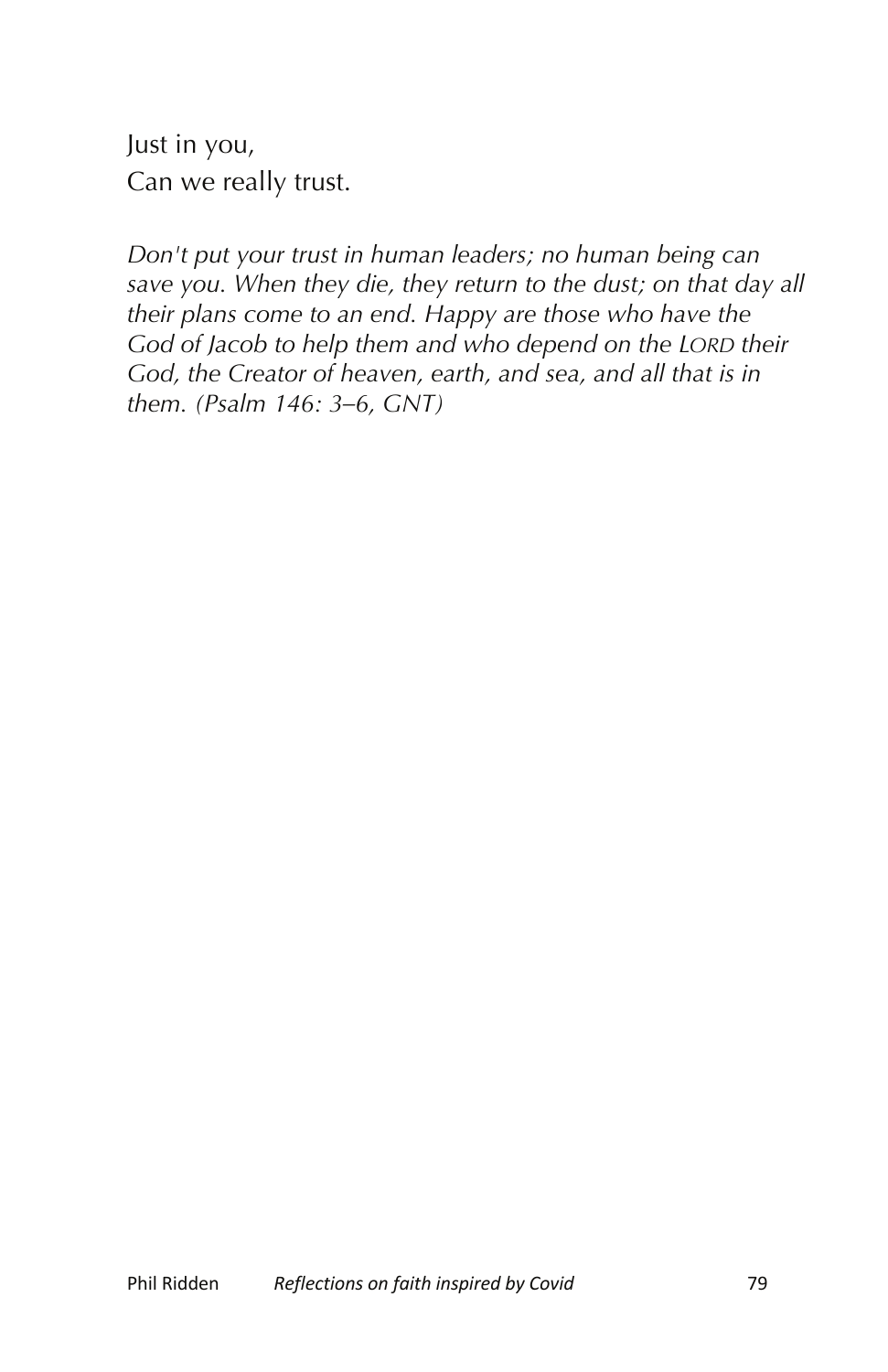Just in you,  
Can we really trust.

*Don't put your trust in human leaders; no human being can save you. When they die, they return to the dust; on that day all their plans come to an end. Happy are those who have the God of Jacob to help them and who depend on the LORD their God, the Creator of heaven, earth, and sea, and all that is in them. (Psalm 146: 3–6, GNT)*